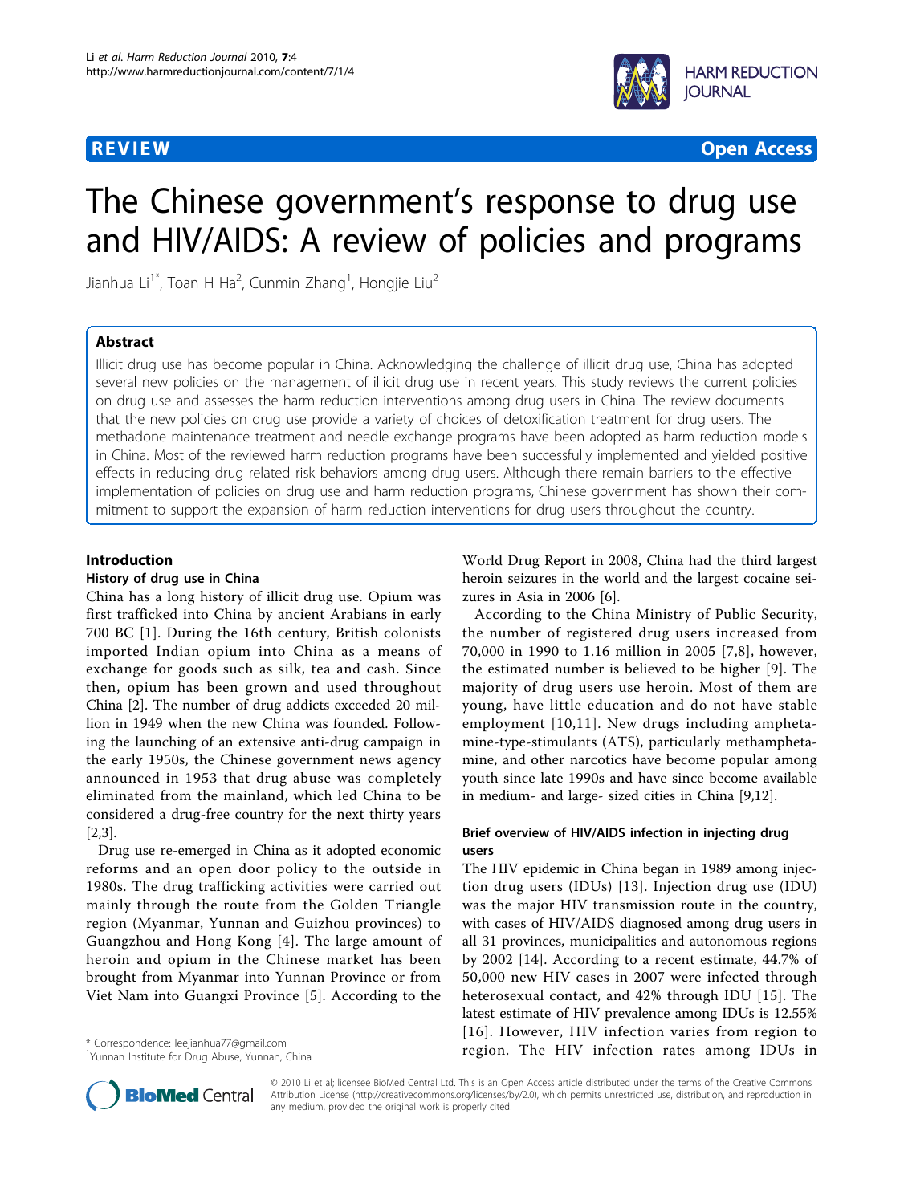**REVIEW** **Open Access**

# The Chinese government's response to drug use and HIV/AIDS: A review of policies and programs

Jianhua Li[1*], Toan H Ha[2], Cunmin Zhang[1], Hongjie Liu[2]

## Abstract

Illicit drug use has become popular in China. Acknowledging the challenge of illicit drug use, China has adopted several new policies on the management of illicit drug use in recent years. This study reviews the current policies on drug use and assesses the harm reduction interventions among drug users in China. The review documents that the new policies on drug use provide a variety of choices of detoxification treatment for drug users. The methadone maintenance treatment and needle exchange programs have been adopted as harm reduction models in China. Most of the reviewed harm reduction programs have been successfully implemented and yielded positive effects in reducing drug related risk behaviors among drug users. Although there remain barriers to the effective implementation of policies on drug use and harm reduction programs, Chinese government has shown their commitment to support the expansion of harm reduction interventions for drug users throughout the country.

## Introduction

### History of drug use in China

China has a long history of illicit drug use. Opium was first trafficked into China by ancient Arabians in early 700 BC [1]. During the 16th century, British colonists imported Indian opium into China as a means of exchange for goods such as silk, tea and cash. Since then, opium has been grown and used throughout China [2]. The number of drug addicts exceeded 20 million in 1949 when the new China was founded. Following the launching of an extensive anti-drug campaign in the early 1950s, the Chinese government news agency announced in 1953 that drug abuse was completely eliminated from the mainland, which led China to be considered a drug-free country for the next thirty years [2,3].

Drug use re-emerged in China as it adopted economic reforms and an open door policy to the outside in 1980s. The drug trafficking activities were carried out mainly through the route from the Golden Triangle region (Myanmar, Yunnan and Guizhou provinces) to Guangzhou and Hong Kong [4]. The large amount of heroin and opium in the Chinese market has been brought from Myanmar into Yunnan Province or from Viet Nam into Guangxi Province [5]. According to the World Drug Report in 2008, China had the third largest heroin seizures in the world and the largest cocaine seizures in Asia in 2006 [6].

According to the China Ministry of Public Security, the number of registered drug users increased from 70,000 in 1990 to 1.16 million in 2005 [7,8], however, the estimated number is believed to be higher [9]. The majority of drug users use heroin. Most of them are young, have little education and do not have stable employment [10,11]. New drugs including amphetamine-type-stimulants (ATS), particularly methamphetamine, and other narcotics have become popular among youth since late 1990s and have since become available in medium- and large- sized cities in China [9,12].

### Brief overview of HIV/AIDS infection in injecting drug users

The HIV epidemic in China began in 1989 among injection drug users (IDUs) [13]. Injection drug use (IDU) was the major HIV transmission route in the country, with cases of HIV/AIDS diagnosed among drug users in all 31 provinces, municipalities and autonomous regions by 2002 [14]. According to a recent estimate, 44.7% of 50,000 new HIV cases in 2007 were infected through heterosexual contact, and 42% through IDU [15]. The latest estimate of HIV prevalence among IDUs is 12.55% [16]. However, HIV infection varies from region to region. The HIV infection rates among IDUs in

* Correspondence: leejianhua77@gmail.com
[1]Yunnan Institute for Drug Abuse, Yunnan, China

© 2010 Li et al; licensee BioMed Central Ltd. This is an Open Access article distributed under the terms of the Creative Commons Attribution License (http://creativecommons.org/licenses/by/2.0), which permits unrestricted use, distribution, and reproduction in any medium, provided the original work is properly cited.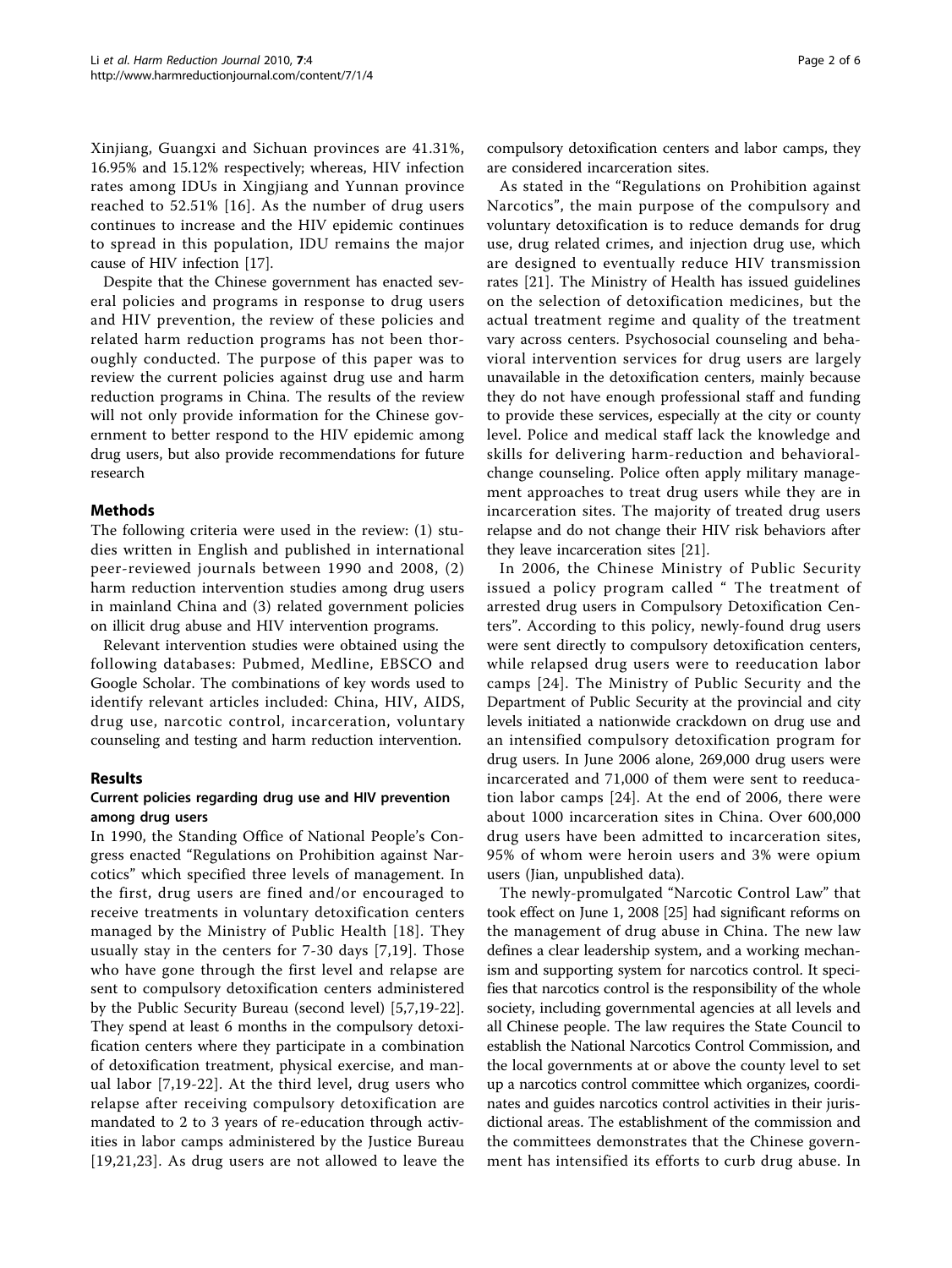Xinjiang, Guangxi and Sichuan provinces are 41.31%, 16.95% and 15.12% respectively; whereas, HIV infection rates among IDUs in Xingjiang and Yunnan province reached to 52.51% [16]. As the number of drug users continues to increase and the HIV epidemic continues to spread in this population, IDU remains the major cause of HIV infection [17].

Despite that the Chinese government has enacted several policies and programs in response to drug users and HIV prevention, the review of these policies and related harm reduction programs has not been thoroughly conducted. The purpose of this paper was to review the current policies against drug use and harm reduction programs in China. The results of the review will not only provide information for the Chinese government to better respond to the HIV epidemic among drug users, but also provide recommendations for future research

## Methods

The following criteria were used in the review: (1) studies written in English and published in international peer-reviewed journals between 1990 and 2008, (2) harm reduction intervention studies among drug users in mainland China and (3) related government policies on illicit drug abuse and HIV intervention programs.

Relevant intervention studies were obtained using the following databases: Pubmed, Medline, EBSCO and Google Scholar. The combinations of key words used to identify relevant articles included: China, HIV, AIDS, drug use, narcotic control, incarceration, voluntary counseling and testing and harm reduction intervention.

## Results

### Current policies regarding drug use and HIV prevention among drug users

In 1990, the Standing Office of National People's Congress enacted "Regulations on Prohibition against Narcotics" which specified three levels of management. In the first, drug users are fined and/or encouraged to receive treatments in voluntary detoxification centers managed by the Ministry of Public Health [18]. They usually stay in the centers for 7-30 days [7,19]. Those who have gone through the first level and relapse are sent to compulsory detoxification centers administered by the Public Security Bureau (second level) [5,7,19-22]. They spend at least 6 months in the compulsory detoxification centers where they participate in a combination of detoxification treatment, physical exercise, and manual labor [7,19-22]. At the third level, drug users who relapse after receiving compulsory detoxification are mandated to 2 to 3 years of re-education through activities in labor camps administered by the Justice Bureau [19,21,23]. As drug users are not allowed to leave the compulsory detoxification centers and labor camps, they are considered incarceration sites.

As stated in the "Regulations on Prohibition against Narcotics", the main purpose of the compulsory and voluntary detoxification is to reduce demands for drug use, drug related crimes, and injection drug use, which are designed to eventually reduce HIV transmission rates [21]. The Ministry of Health has issued guidelines on the selection of detoxification medicines, but the actual treatment regime and quality of the treatment vary across centers. Psychosocial counseling and behavioral intervention services for drug users are largely unavailable in the detoxification centers, mainly because they do not have enough professional staff and funding to provide these services, especially at the city or county level. Police and medical staff lack the knowledge and skills for delivering harm-reduction and behavioral-change counseling. Police often apply military management approaches to treat drug users while they are in incarceration sites. The majority of treated drug users relapse and do not change their HIV risk behaviors after they leave incarceration sites [21].

In 2006, the Chinese Ministry of Public Security issued a policy program called " The treatment of arrested drug users in Compulsory Detoxification Centers". According to this policy, newly-found drug users were sent directly to compulsory detoxification centers, while relapsed drug users were to reeducation labor camps [24]. The Ministry of Public Security and the Department of Public Security at the provincial and city levels initiated a nationwide crackdown on drug use and an intensified compulsory detoxification program for drug users. In June 2006 alone, 269,000 drug users were incarcerated and 71,000 of them were sent to reeducation labor camps [24]. At the end of 2006, there were about 1000 incarceration sites in China. Over 600,000 drug users have been admitted to incarceration sites, 95% of whom were heroin users and 3% were opium users (Jian, unpublished data).

The newly-promulgated "Narcotic Control Law" that took effect on June 1, 2008 [25] had significant reforms on the management of drug abuse in China. The new law defines a clear leadership system, and a working mechanism and supporting system for narcotics control. It specifies that narcotics control is the responsibility of the whole society, including governmental agencies at all levels and all Chinese people. The law requires the State Council to establish the National Narcotics Control Commission, and the local governments at or above the county level to set up a narcotics control committee which organizes, coordinates and guides narcotics control activities in their jurisdictional areas. The establishment of the commission and the committees demonstrates that the Chinese government has intensified its efforts to curb drug abuse. In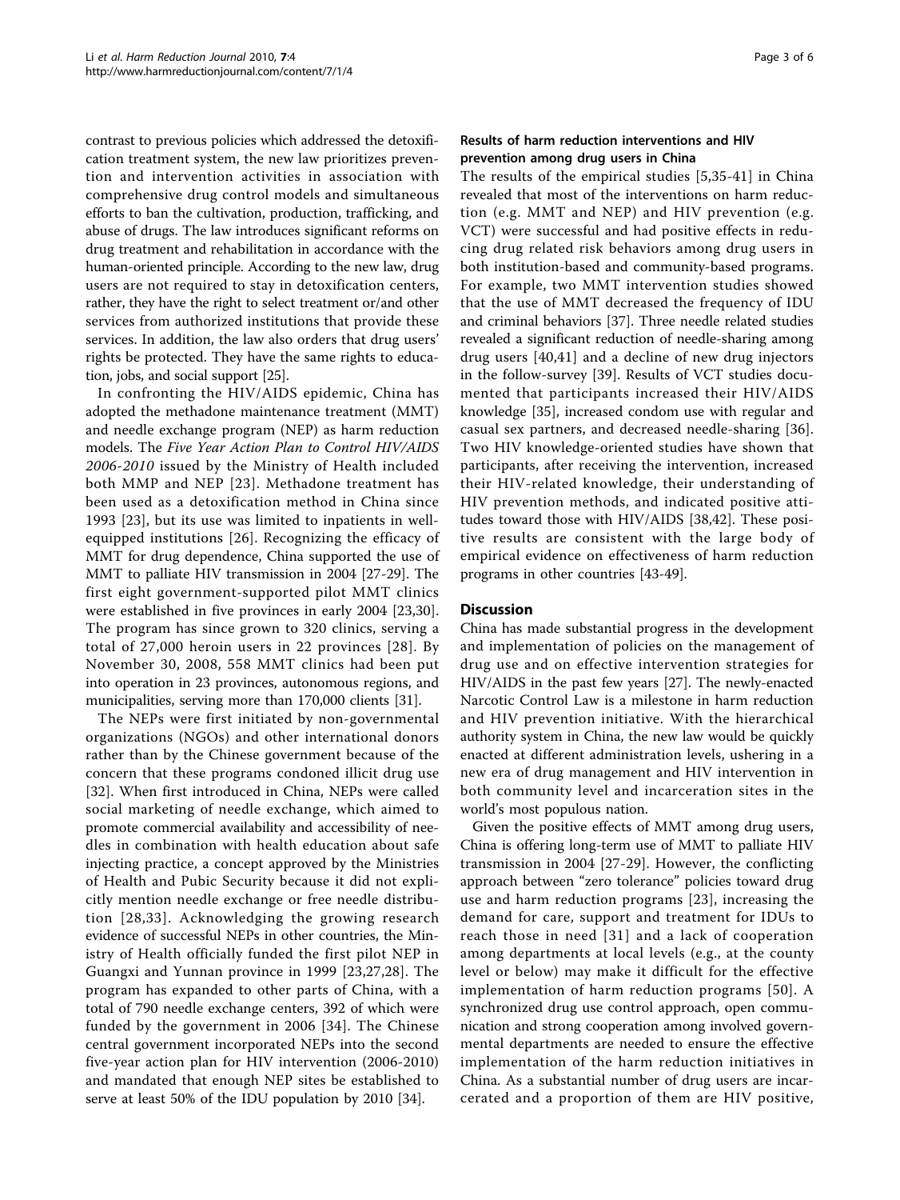contrast to previous policies which addressed the detoxification treatment system, the new law prioritizes prevention and intervention activities in association with comprehensive drug control models and simultaneous efforts to ban the cultivation, production, trafficking, and abuse of drugs. The law introduces significant reforms on drug treatment and rehabilitation in accordance with the human-oriented principle. According to the new law, drug users are not required to stay in detoxification centers, rather, they have the right to select treatment or/and other services from authorized institutions that provide these services. In addition, the law also orders that drug users' rights be protected. They have the same rights to education, jobs, and social support [25].

In confronting the HIV/AIDS epidemic, China has adopted the methadone maintenance treatment (MMT) and needle exchange program (NEP) as harm reduction models. The *Five Year Action Plan to Control HIV/AIDS 2006-2010* issued by the Ministry of Health included both MMP and NEP [23]. Methadone treatment has been used as a detoxification method in China since 1993 [23], but its use was limited to inpatients in well-equipped institutions [26]. Recognizing the efficacy of MMT for drug dependence, China supported the use of MMT to palliate HIV transmission in 2004 [27-29]. The first eight government-supported pilot MMT clinics were established in five provinces in early 2004 [23,30]. The program has since grown to 320 clinics, serving a total of 27,000 heroin users in 22 provinces [28]. By November 30, 2008, 558 MMT clinics had been put into operation in 23 provinces, autonomous regions, and municipalities, serving more than 170,000 clients [31].

The NEPs were first initiated by non-governmental organizations (NGOs) and other international donors rather than by the Chinese government because of the concern that these programs condoned illicit drug use [32]. When first introduced in China, NEPs were called social marketing of needle exchange, which aimed to promote commercial availability and accessibility of needles in combination with health education about safe injecting practice, a concept approved by the Ministries of Health and Pubic Security because it did not explicitly mention needle exchange or free needle distribution [28,33]. Acknowledging the growing research evidence of successful NEPs in other countries, the Ministry of Health officially funded the first pilot NEP in Guangxi and Yunnan province in 1999 [23,27,28]. The program has expanded to other parts of China, with a total of 790 needle exchange centers, 392 of which were funded by the government in 2006 [34]. The Chinese central government incorporated NEPs into the second five-year action plan for HIV intervention (2006-2010) and mandated that enough NEP sites be established to serve at least 50% of the IDU population by 2010 [34].

### Results of harm reduction interventions and HIV prevention among drug users in China

The results of the empirical studies [5,35-41] in China revealed that most of the interventions on harm reduction (e.g. MMT and NEP) and HIV prevention (e.g. VCT) were successful and had positive effects in reducing drug related risk behaviors among drug users in both institution-based and community-based programs. For example, two MMT intervention studies showed that the use of MMT decreased the frequency of IDU and criminal behaviors [37]. Three needle related studies revealed a significant reduction of needle-sharing among drug users [40,41] and a decline of new drug injectors in the follow-survey [39]. Results of VCT studies documented that participants increased their HIV/AIDS knowledge [35], increased condom use with regular and casual sex partners, and decreased needle-sharing [36]. Two HIV knowledge-oriented studies have shown that participants, after receiving the intervention, increased their HIV-related knowledge, their understanding of HIV prevention methods, and indicated positive attitudes toward those with HIV/AIDS [38,42]. These positive results are consistent with the large body of empirical evidence on effectiveness of harm reduction programs in other countries [43-49].

## Discussion

China has made substantial progress in the development and implementation of policies on the management of drug use and on effective intervention strategies for HIV/AIDS in the past few years [27]. The newly-enacted Narcotic Control Law is a milestone in harm reduction and HIV prevention initiative. With the hierarchical authority system in China, the new law would be quickly enacted at different administration levels, ushering in a new era of drug management and HIV intervention in both community level and incarceration sites in the world's most populous nation.

Given the positive effects of MMT among drug users, China is offering long-term use of MMT to palliate HIV transmission in 2004 [27-29]. However, the conflicting approach between "zero tolerance" policies toward drug use and harm reduction programs [23], increasing the demand for care, support and treatment for IDUs to reach those in need [31] and a lack of cooperation among departments at local levels (e.g., at the county level or below) may make it difficult for the effective implementation of harm reduction programs [50]. A synchronized drug use control approach, open communication and strong cooperation among involved governmental departments are needed to ensure the effective implementation of the harm reduction initiatives in China. As a substantial number of drug users are incarcerated and a proportion of them are HIV positive,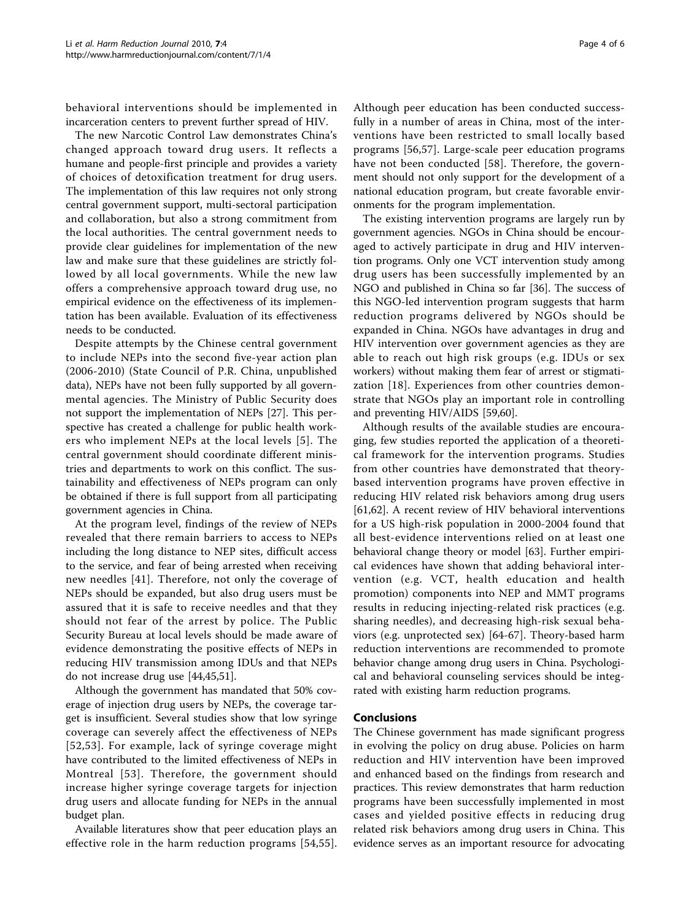behavioral interventions should be implemented in incarceration centers to prevent further spread of HIV.

The new Narcotic Control Law demonstrates China's changed approach toward drug users. It reflects a humane and people-first principle and provides a variety of choices of detoxification treatment for drug users. The implementation of this law requires not only strong central government support, multi-sectoral participation and collaboration, but also a strong commitment from the local authorities. The central government needs to provide clear guidelines for implementation of the new law and make sure that these guidelines are strictly followed by all local governments. While the new law offers a comprehensive approach toward drug use, no empirical evidence on the effectiveness of its implementation has been available. Evaluation of its effectiveness needs to be conducted.

Despite attempts by the Chinese central government to include NEPs into the second five-year action plan (2006-2010) (State Council of P.R. China, unpublished data), NEPs have not been fully supported by all governmental agencies. The Ministry of Public Security does not support the implementation of NEPs [27]. This perspective has created a challenge for public health workers who implement NEPs at the local levels [5]. The central government should coordinate different ministries and departments to work on this conflict. The sustainability and effectiveness of NEPs program can only be obtained if there is full support from all participating government agencies in China.

At the program level, findings of the review of NEPs revealed that there remain barriers to access to NEPs including the long distance to NEP sites, difficult access to the service, and fear of being arrested when receiving new needles [41]. Therefore, not only the coverage of NEPs should be expanded, but also drug users must be assured that it is safe to receive needles and that they should not fear of the arrest by police. The Public Security Bureau at local levels should be made aware of evidence demonstrating the positive effects of NEPs in reducing HIV transmission among IDUs and that NEPs do not increase drug use [44,45,51].

Although the government has mandated that 50% coverage of injection drug users by NEPs, the coverage target is insufficient. Several studies show that low syringe coverage can severely affect the effectiveness of NEPs [52,53]. For example, lack of syringe coverage might have contributed to the limited effectiveness of NEPs in Montreal [53]. Therefore, the government should increase higher syringe coverage targets for injection drug users and allocate funding for NEPs in the annual budget plan.

Available literatures show that peer education plays an effective role in the harm reduction programs [54,55]. Although peer education has been conducted successfully in a number of areas in China, most of the interventions have been restricted to small locally based programs [56,57]. Large-scale peer education programs have not been conducted [58]. Therefore, the government should not only support for the development of a national education program, but create favorable environments for the program implementation.

The existing intervention programs are largely run by government agencies. NGOs in China should be encouraged to actively participate in drug and HIV intervention programs. Only one VCT intervention study among drug users has been successfully implemented by an NGO and published in China so far [36]. The success of this NGO-led intervention program suggests that harm reduction programs delivered by NGOs should be expanded in China. NGOs have advantages in drug and HIV intervention over government agencies as they are able to reach out high risk groups (e.g. IDUs or sex workers) without making them fear of arrest or stigmatization [18]. Experiences from other countries demonstrate that NGOs play an important role in controlling and preventing HIV/AIDS [59,60].

Although results of the available studies are encouraging, few studies reported the application of a theoretical framework for the intervention programs. Studies from other countries have demonstrated that theory-based intervention programs have proven effective in reducing HIV related risk behaviors among drug users [61,62]. A recent review of HIV behavioral interventions for a US high-risk population in 2000-2004 found that all best-evidence interventions relied on at least one behavioral change theory or model [63]. Further empirical evidences have shown that adding behavioral intervention (e.g. VCT, health education and health promotion) components into NEP and MMT programs results in reducing injecting-related risk practices (e.g. sharing needles), and decreasing high-risk sexual behaviors (e.g. unprotected sex) [64-67]. Theory-based harm reduction interventions are recommended to promote behavior change among drug users in China. Psychological and behavioral counseling services should be integrated with existing harm reduction programs.

## Conclusions

The Chinese government has made significant progress in evolving the policy on drug abuse. Policies on harm reduction and HIV intervention have been improved and enhanced based on the findings from research and practices. This review demonstrates that harm reduction programs have been successfully implemented in most cases and yielded positive effects in reducing drug related risk behaviors among drug users in China. This evidence serves as an important resource for advocating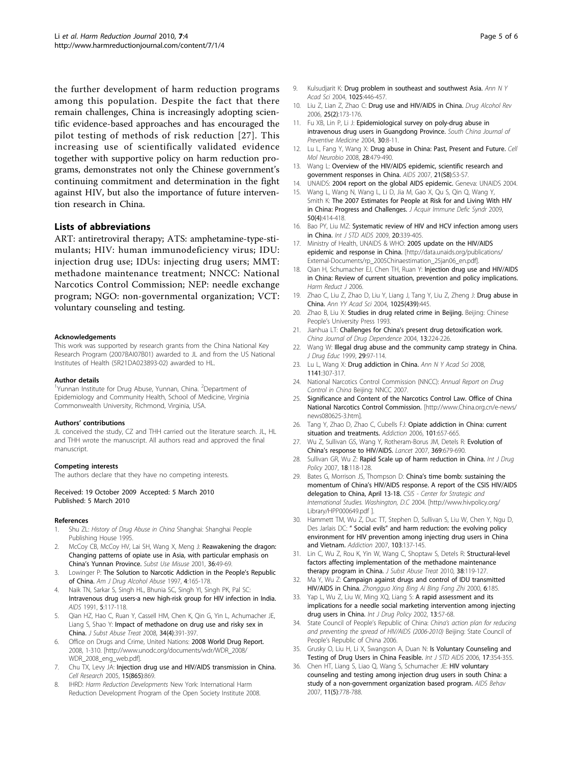the further development of harm reduction programs among this population. Despite the fact that there remain challenges, China is increasingly adopting scientific evidence-based approaches and has encouraged the pilot testing of methods of risk reduction [27]. This increasing use of scientifically validated evidence together with supportive policy on harm reduction programs, demonstrates not only the Chinese government's continuing commitment and determination in the fight against HIV, but also the importance of future intervention research in China.

## Lists of abbreviations

ART: antiretroviral therapy; ATS: amphetamine-type-stimulants; HIV: human immunodeficiency virus; IDU: injection drug use; IDUs: injecting drug users; MMT: methadone maintenance treatment; NNCC: National Narcotics Control Commission; NEP: needle exchange program; NGO: non-governmental organization; VCT: voluntary counseling and testing.

#### Acknowledgements

This work was supported by research grants from the China National Key Research Program (2007BAI07B01) awarded to JL and from the US National Institutes of Health (5R21DA023893-02) awarded to HL.

#### Author details

[1]Yunnan Institute for Drug Abuse, Yunnan, China. [2]Department of Epidemiology and Community Health, School of Medicine, Virginia Commonwealth University, Richmond, Virginia, USA.

#### Authors' contributions

JL conceived the study, CZ and THH carried out the literature search. JL, HL and THH wrote the manuscript. All authors read and approved the final manuscript.

#### Competing interests

The authors declare that they have no competing interests.

Received: 19 October 2009 Accepted: 5 March 2010
Published: 5 March 2010

#### References

1. Shu ZL: *History of Drug Abuse in China* Shanghai: Shanghai People Publishing House 1995.
2. McCoy CB, McCoy HV, Lai SH, Wang X, Meng J: **Reawakening the dragon: Changing patterns of opiate use in Asia, with particular emphasis on China's Yunnan Province.** *Subst Use Misuse* 2001, **36**:49-69.
3. Lowinger P: **The Solution to Narcotic Addiction in the People's Republic of China.** *Am J Drug Alcohol Abuse* 1997, **4**:165-178.
4. Naik TN, Sarkar S, Singh HL, Bhunia SC, Singh YI, Singh PK, Pal SC: **Intravenous drug users-a new high-risk group for HIV infection in India.** *AIDS* 1991, **5**:117-118.
5. Qian HZ, Hao C, Ruan Y, Cassell HM, Chen K, Qin G, Yin L, Achumacher JE, Liang S, Shao Y: **Impact of methadone on drug use and risky sex in China.** *J Subst Abuse Treat* 2008, **34(4)**:391-397.
6. Office on Drugs and Crime, United Nations: **2008 World Drug Report.** 2008, 1-310. [http://www.unodc.org/documents/wdr/WDR_2008/WDR_2008_eng_web.pdf].
7. Chu TX, Levy JA: **Injection drug use and HIV/AIDS transmission in China.** *Cell Research* 2005, **15(865)**:869.
8. IHRD: *Harm Reduction Developments* New York: International Harm Reduction Development Program of the Open Society Institute 2008.
9. Kulsudjarit K: **Drug problem in southeast and southwest Asia.** *Ann N Y Acad Sci* 2004, **1025**:446-457.
10. Liu Z, Lian Z, Zhao C: **Drug use and HIV/AIDS in China.** *Drug Alcohol Rev* 2006, **25(2)**:173-176.
11. Fu XB, Lin P, Li J: **Epidemiological survey on poly-drug abuse in intravenous drug users in Guangdong Province.** *South China Journal of Preventive Medicine* 2004, **30**:8-11.
12. Lu L, Fang Y, Wang X: **Drug abuse in China: Past, Present and Future.** *Cell Mol Neurobio* 2008, **28**:479-490.
13. Wang L: **Overview of the HIV/AIDS epidemic, scientific research and government responses in China.** *AIDS* 2007, **21(S8)**:S3-S7.
14. UNAIDS: **2004 report on the global AIDS epidemic.** Geneva: UNAIDS 2004.
15. Wang L, Wang N, Wang L, Li D, Jia M, Gao X, Qu S, Qin Q, Wang Y, Smith K: **The 2007 Estimates for People at Risk for and Living With HIV in China: Progress and Challenges.** *J Acquir Immune Defic Syndr* 2009, **50(4)**:414-418.
16. Bao PY, Liu MZ: **Systematic review of HIV and HCV infection among users in China.** *Int J STD AIDS* 2009, **20**:339-405.
17. Ministry of Health, UNAIDS & WHO: **2005 update on the HIV/AIDS epidemic and response in China.** [http://data.unaids.org/publications/External-Documents/rp_2005Chinaestimation_25jan06_en.pdf].
18. Qian H, Schumacher EJ, Chen TH, Ruan Y: **Injection drug use and HIV/AIDS in China: Review of current situation, prevention and policy implications.** *Harm Reduct J* 2006.
19. Zhao C, Liu Z, Zhao D, Liu Y, Liang J, Tang Y, Liu Z, Zheng J: **Drug abuse in China.** *Ann YY Acad Sci* 2004, **1025(439)**:445.
20. Zhao B, Liu X: **Studies in drug related crime in Beijing.** Beijing: Chinese People's University Press 1993.
21. Jianhua LT: **Challenges for China's present drug detoxification work.** *China Journal of Drug Dependence* 2004, **13**:224-226.
22. Wang W: **Illegal drug abuse and the community camp strategy in China.** *J Drug Educ* 1999, **29**:97-114.
23. Lu L, Wang X: **Drug addiction in China.** *Ann N Y Acad Sci* 2008, **1141**:307-317.
24. National Narcotics Control Commission (NNCC): *Annual Report on Drug Control in China* Beijing: NNCC 2007.
25. **Significance and Content of the Narcotics Control Law. Office of China National Narcotics Control Commission.** [http://www.China.org.cn/e-news/news080625-3.htm].
26. Tang Y, Zhao D, Zhao C, Cubells FJ: **Opiate addiction in China: current situation and treatments.** *Addiction* 2006, **101**:657-665.
27. Wu Z, Sullivan GS, Wang Y, Rotheram-Borus JM, Detels R: **Evolution of China's response to HIV/AIDS.** *Lancet* 2007, **369**:679-690.
28. Sullivan GR, Wu Z: **Rapid Scale up of harm reduction in China.** *Int J Drug Policy* 2007, **18**:118-128.
29. Bates G, Morrison JS, Thompson D: **China's time bomb: sustaining the momentum of China's HIV/AIDS response. A report of the CSIS HIV/AIDS delegation to China, April 13-18.** *CSIS - Center for Strategic and International Studies. Washington, D.C* 2004. [http://www.hivpolicy.org/Library/HPP000649.pdf ].
30. Hammett TM, Wu Z, Duc TT, Stephen D, Sullivan S, Liu W, Chen Y, Ngu D, Des Jarlais DC: **" Social evils" and harm reduction: the evolving policy environment for HIV prevention among injecting drug users in China and Vietnam.** *Addiction* 2007, **103**:137-145.
31. Lin C, Wu Z, Rou K, Yin W, Wang C, Shoptaw S, Detels R: **Structural-level factors affecting implementation of the methadone maintenance therapy program in China.** *J Subst Abuse Treat* 2010, **38**:119-127.
32. Ma Y, Wu Z: **Campaign against drugs and control of IDU transmitted HIV/AIDS in China.** *Zhongguo Xing Bing Ai Bing Fang Zhi* 2000, **6**:185.
33. Yap L, Wu Z, Liu W, Ming XQ, Liang S: **A rapid assessment and its implications for a needle social marketing intervention among injecting drug users in China.** *Int J Drug Policy* 2002, **13**:57-68.
34. State Council of People's Republic of China: *China's action plan for reducing and preventing the spread of HIV/AIDS (2006-2010)* Beijing: State Council of People's Republic of China 2006.
35. Grusky O, Liu H, Li X, Swangson A, Duan N: **Is Voluntary Counseling and Testing of Drug Users in China Feasible.** *Int J STD AIDS* 2006, **17**:354-355.
36. Chen HT, Liang S, Liao Q, Wang S, Schumacher JE: **HIV voluntary counseling and testing among injection drug users in south China: a study of a non-government organization based program.** *AIDS Behav* 2007, **11(5)**:778-788.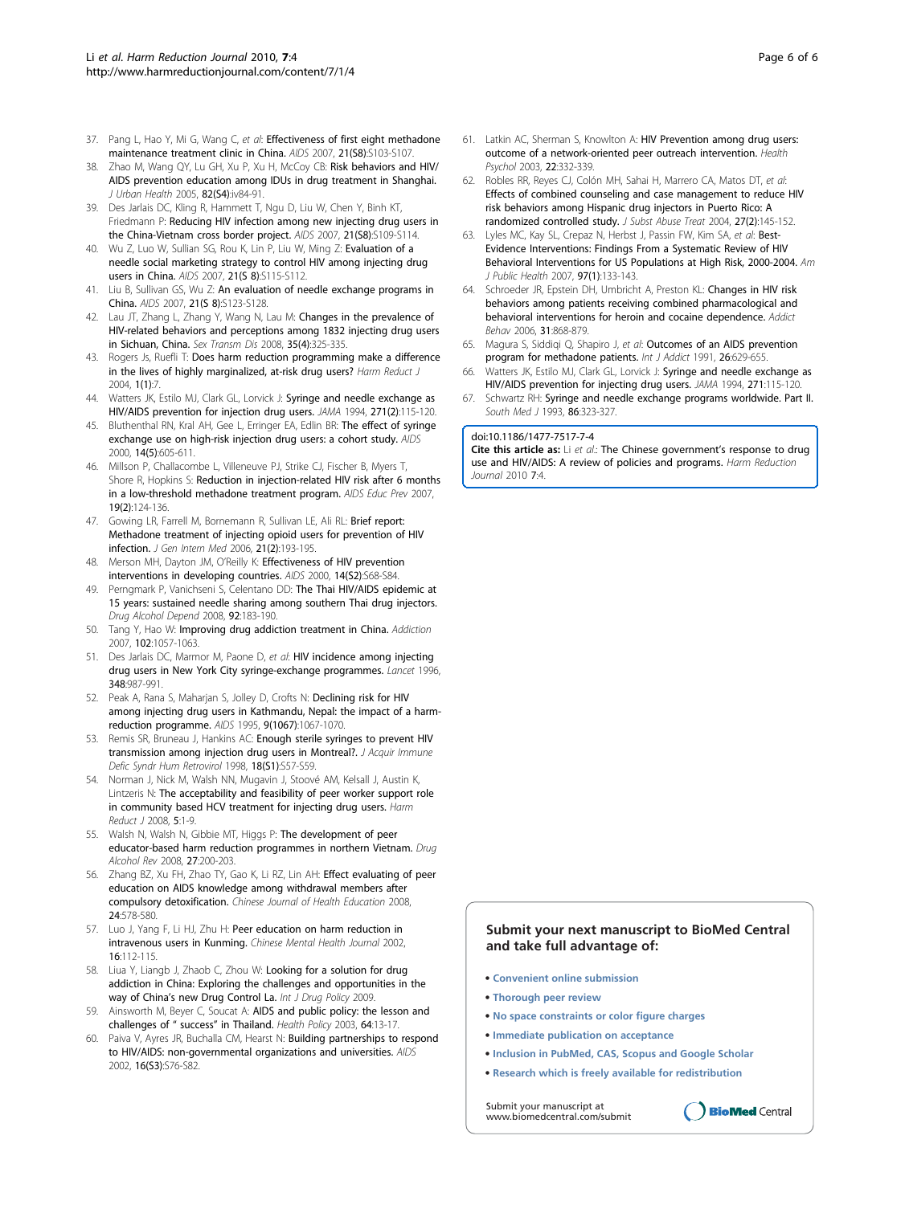37. Pang L, Hao Y, Mi G, Wang C, *et al*: **Effectiveness of first eight methadone maintenance treatment clinic in China.** *AIDS* 2007, **21(S8)**:S103-S107.
38. Zhao M, Wang QY, Lu GH, Xu P, Xu H, McCoy CB: **Risk behaviors and HIV/AIDS prevention education among IDUs in drug treatment in Shanghai.** *J Urban Health* 2005, **82(S4)**:iv84-91.
39. Des Jarlais DC, Kling R, Hammett T, Ngu D, Liu W, Chen Y, Binh KT, Friedmann P: **Reducing HIV infection among new injecting drug users in the China-Vietnam cross border project.** *AIDS* 2007, **21(S8)**:S109-S114.
40. Wu Z, Luo W, Sullian SG, Rou K, Lin P, Liu W, Ming Z: **Evaluation of a needle social marketing strategy to control HIV among injecting drug users in China.** *AIDS* 2007, **21(S 8)**:S115-S112.
41. Liu B, Sullivan GS, Wu Z: **An evaluation of needle exchange programs in China.** *AIDS* 2007, **21(S 8)**:S123-S128.
42. Lau JT, Zhang L, Zhang Y, Wang N, Lau M: **Changes in the prevalence of HIV-related behaviors and perceptions among 1832 injecting drug users in Sichuan, China.** *Sex Transm Dis* 2008, **35(4)**:325-335.
43. Rogers Js, Ruefli T: **Does harm reduction programming make a difference in the lives of highly marginalized, at-risk drug users?** *Harm Reduct J* 2004, **1(1)**:7.
44. Watters JK, Estilo MJ, Clark GL, Lorvick J: **Syringe and needle exchange as HIV/AIDS prevention for injection drug users.** *JAMA* 1994, **271(2)**:115-120.
45. Bluthenthal RN, Kral AH, Gee L, Erringer EA, Edlin BR: **The effect of syringe exchange use on high-risk injection drug users: a cohort study.** *AIDS* 2000, **14(5)**:605-611.
46. Millson P, Challacombe L, Villeneuve PJ, Strike CJ, Fischer B, Myers T, Shore R, Hopkins S: **Reduction in injection-related HIV risk after 6 months in a low-threshold methadone treatment program.** *AIDS Educ Prev* 2007, **19(2)**:124-136.
47. Gowing LR, Farrell M, Bornemann R, Sullivan LE, Ali RL: **Brief report: Methadone treatment of injecting opioid users for prevention of HIV infection.** *J Gen Intern Med* 2006, **21(2)**:193-195.
48. Merson MH, Dayton JM, O'Reilly K: **Effectiveness of HIV prevention interventions in developing countries.** *AIDS* 2000, **14(S2)**:S68-S84.
49. Perngmark P, Vanichseni S, Celentano DD: **The Thai HIV/AIDS epidemic at 15 years: sustained needle sharing among southern Thai drug injectors.** *Drug Alcohol Depend* 2008, **92**:183-190.
50. Tang Y, Hao W: **Improving drug addiction treatment in China.** *Addiction* 2007, **102**:1057-1063.
51. Des Jarlais DC, Marmor M, Paone D, *et al*: **HIV incidence among injecting drug users in New York City syringe-exchange programmes.** *Lancet* 1996, **348**:987-991.
52. Peak A, Rana S, Maharjan S, Jolley D, Crofts N: **Declining risk for HIV among injecting drug users in Kathmandu, Nepal: the impact of a harm-reduction programme.** *AIDS* 1995, **9(1067)**:1067-1070.
53. Remis SR, Bruneau J, Hankins AC: **Enough sterile syringes to prevent HIV transmission among injection drug users in Montreal?.** *J Acquir Immune Defic Syndr Hum Retrovirol* 1998, **18(S1)**:S57-S59.
54. Norman J, Nick M, Walsh NN, Mugavin J, Stoové AM, Kelsall J, Austin K, Lintzeris N: **The acceptability and feasibility of peer worker support role in community based HCV treatment for injecting drug users.** *Harm Reduct J* 2008, **5**:1-9.
55. Walsh N, Walsh N, Gibbie MT, Higgs P: **The development of peer educator-based harm reduction programmes in northern Vietnam.** *Drug Alcohol Rev* 2008, **27**:200-203.
56. Zhang BZ, Xu FH, Zhao TY, Gao K, Li RZ, Lin AH: **Effect evaluating of peer education on AIDS knowledge among withdrawal members after compulsory detoxification.** *Chinese Journal of Health Education* 2008, **24**:578-580.
57. Luo J, Yang F, Li HJ, Zhu H: **Peer education on harm reduction in intravenous users in Kunming.** *Chinese Mental Health Journal* 2002, **16**:112-115.
58. Liua Y, Liangb J, Zhaob C, Zhou W: **Looking for a solution for drug addiction in China: Exploring the challenges and opportunities in the way of China's new Drug Control La.** *Int J Drug Policy* 2009.
59. Ainsworth M, Beyer C, Soucat A: **AIDS and public policy: the lesson and challenges of " success" in Thailand.** *Health Policy* 2003, **64**:13-17.
60. Paiva V, Ayres JR, Buchalla CM, Hearst N: **Building partnerships to respond to HIV/AIDS: non-governmental organizations and universities.** *AIDS* 2002, **16(S3)**:S76-S82.
61. Latkin AC, Sherman S, Knowlton A: **HIV Prevention among drug users: outcome of a network-oriented peer outreach intervention.** *Health Psychol* 2003, **22**:332-339.
62. Robles RR, Reyes CJ, Colón MH, Sahai H, Marrero CA, Matos DT, *et al*: **Effects of combined counseling and case management to reduce HIV risk behaviors among Hispanic drug injectors in Puerto Rico: A randomized controlled study.** *J Subst Abuse Treat* 2004, **27(2)**:145-152.
63. Lyles MC, Kay SL, Crepaz N, Herbst J, Passin FW, Kim SA, *et al*: **Best-Evidence Interventions: Findings From a Systematic Review of HIV Behavioral Interventions for US Populations at High Risk, 2000-2004.** *Am J Public Health* 2007, **97(1)**:133-143.
64. Schroeder JR, Epstein DH, Umbricht A, Preston KL: **Changes in HIV risk behaviors among patients receiving combined pharmacological and behavioral interventions for heroin and cocaine dependence.** *Addict Behav* 2006, **31**:868-879.
65. Magura S, Siddiqi Q, Shapiro J, *et al*: **Outcomes of an AIDS prevention program for methadone patients.** *Int J Addict* 1991, **26**:629-655.
66. Watters JK, Estilo MJ, Clark GL, Lorvick J: **Syringe and needle exchange as HIV/AIDS prevention for injecting drug users.** *JAMA* 1994, **271**:115-120.
67. Schwartz RH: **Syringe and needle exchange programs worldwide. Part II.** *South Med J* 1993, **86**:323-327.

doi:10.1186/1477-7517-7-4

**Cite this article as:** Li *et al.*: The Chinese government's response to drug use and HIV/AIDS: A review of policies and programs. *Harm Reduction Journal* 2010 **7**:4.

**Submit your next manuscript to BioMed Central and take full advantage of:**

- Convenient online submission
- Thorough peer review
- No space constraints or color figure charges
- Immediate publication on acceptance
- Inclusion in PubMed, CAS, Scopus and Google Scholar
- Research which is freely available for redistribution

Submit your manuscript at www.biomedcentral.com/submit

BioMed Central